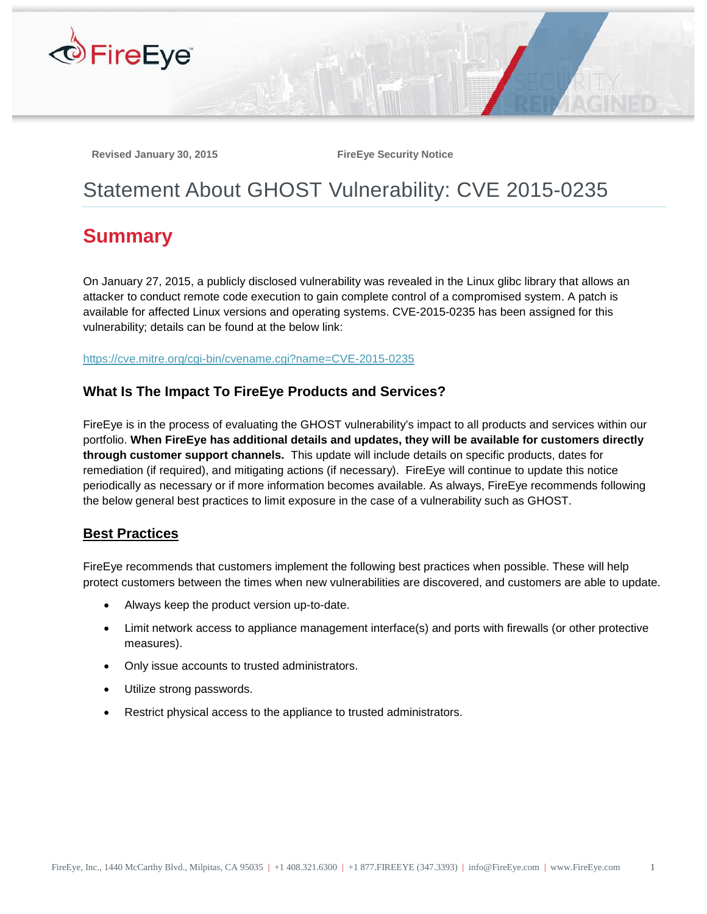Revised January 30, 2015 FireEye Security Notice

# Statement About GHOST Vulnerability: CVE 2015-0235

## Summary

On January 27, 2015, a publicly disclosed vulnerability was revealed in the Linux glibc library that allows an attacker to conduct remote code execution to gain complete control of a compromised system. A patch is available for affected Linux versions and operating systems. CVE-2015-0235 has been assigned for this vulnerability; details can be found at the below link:

https://cve.mitre.org/cgi-bin/cvename.cgi?name=CVE-2015-0235

### What Is The Impact To FireEye Products and Services?

FireEye is in the process of evaluating the GHOST vulnerability's impact to all products and services within our portfolio. **When FireEye has additional details and updates, they will be available for customers directly through customer support channels.** This update will include details on specific products, dates for remediation (if required), and mitigating actions (if necessary). FireEye will continue to update this notice periodically as necessary or if more information becomes available. As always, FireEye recommends following the below general best practices to limit exposure in the case of a vulnerability such as GHOST.

### Best Practices

FireEye recommends that customers implement the following best practices when possible. These will help protect customers between the times when new vulnerabilities are discovered, and customers are able to update.

- Always keep the product version up-to-date.
- Limit network access to appliance management interface(s) and ports with firewalls (or other protective measures).
- Only issue accounts to trusted administrators.
- Utilize strong passwords.
- Restrict physical access to the appliance to trusted administrators.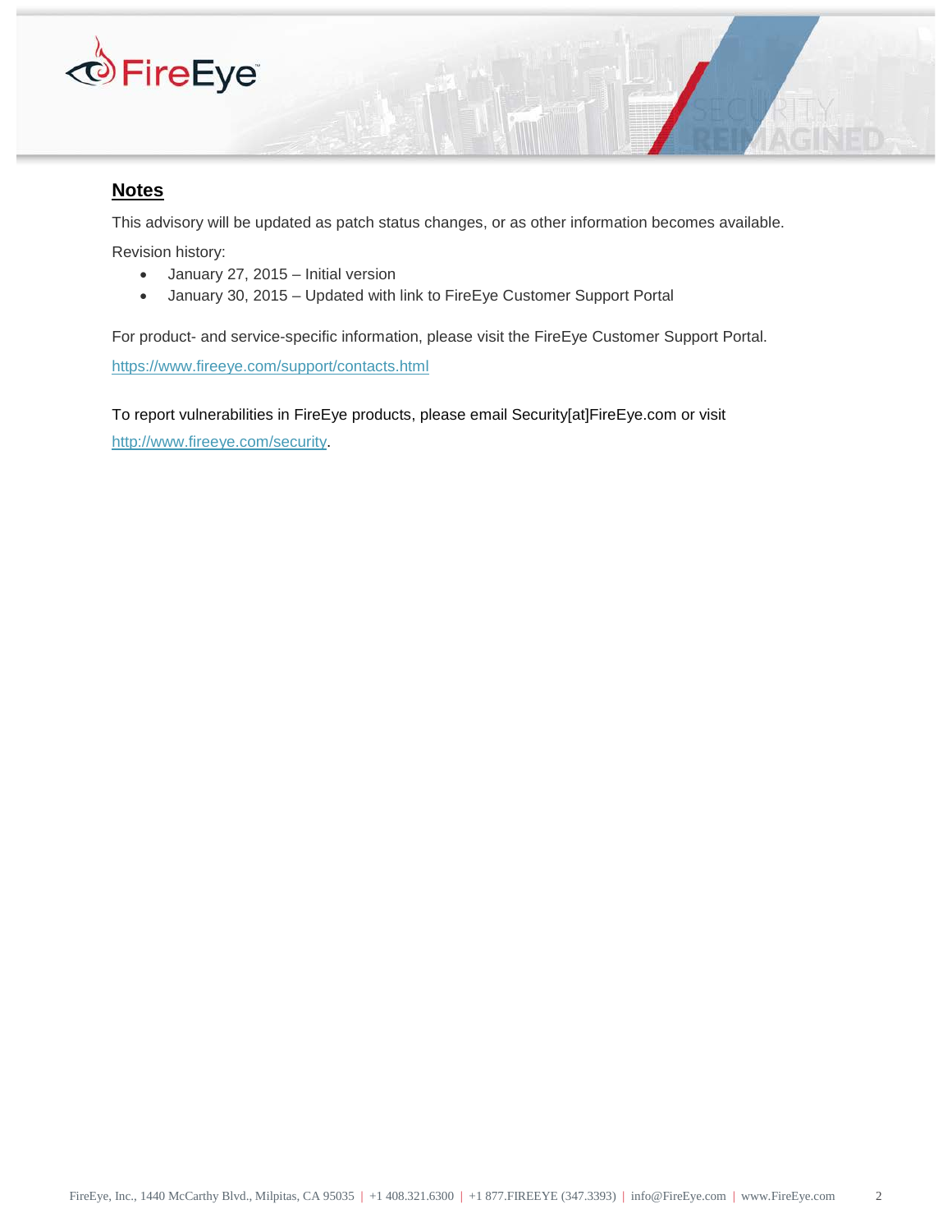## Notes

This advisory will be updated as patch status changes, or as other information becomes available.

Revision history:

- January 27, 2015 – Initial version
- January 30, 2015 – Updated with link to FireEye Customer Support Portal

For product- and service-specific information, please visit the FireEye Customer Support Portal.

https://www.fireeye.com/support/contacts.html

To report vulnerabilities in FireEye products, please email Security[at]FireEye.com or visit http://www.fireeye.com/security.